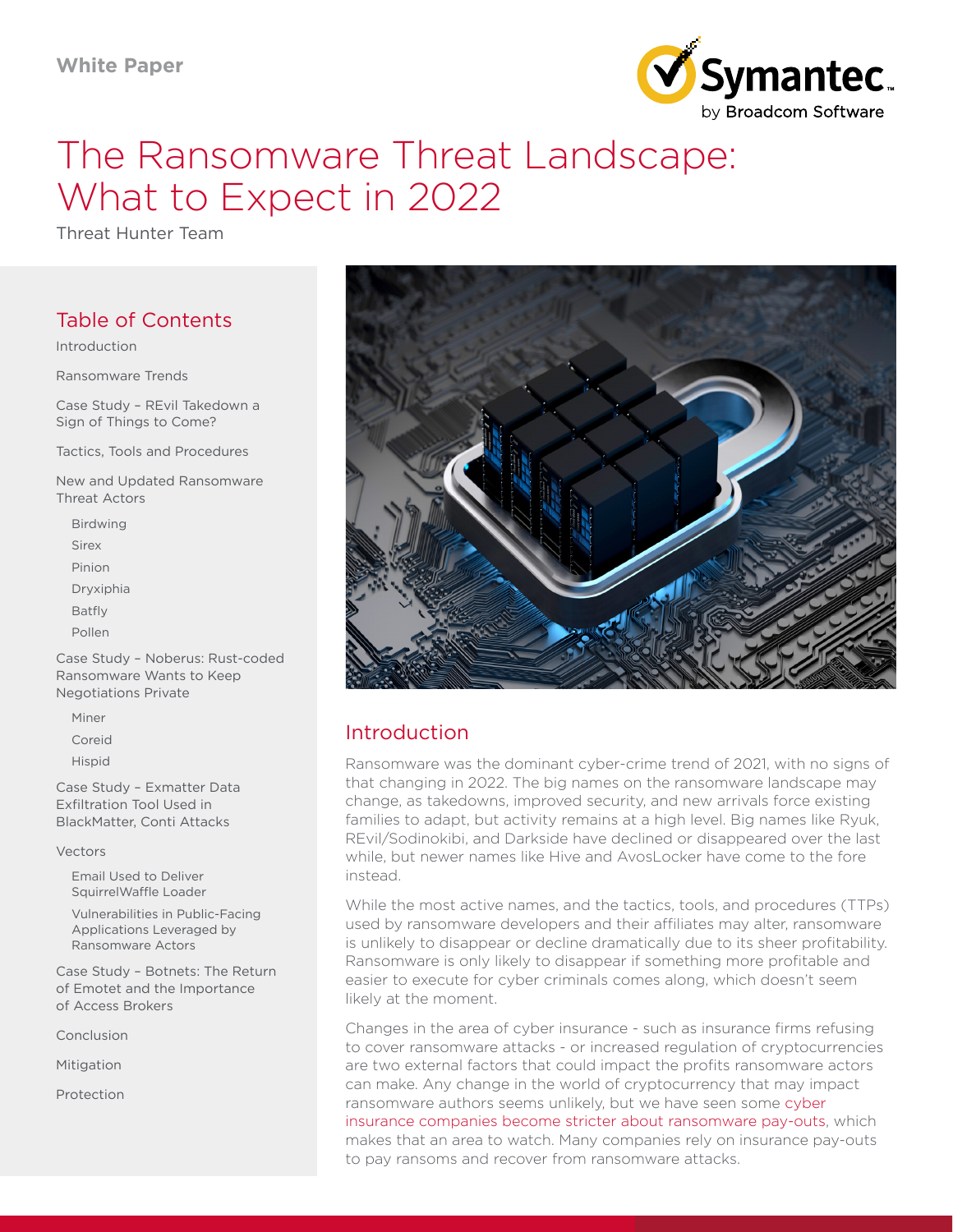White Paper

# The Ransomware Threat Landscape: What to Expect in 2022

Threat Hunter Team

## Table of Contents

- Introduction
- Ransomware Trends
- Case Study – REvil Takedown a Sign of Things to Come?
- Tactics, Tools and Procedures
- New and Updated Ransomware Threat Actors
  - Birdwing
  - Sirex
  - Pinion
  - Dryxiphia
  - Batfly
  - Pollen
- Case Study – Noberus: Rust-coded Ransomware Wants to Keep Negotiations Private
  - Miner
  - Coreid
  - Hispid
- Case Study – Exmatter Data Exfiltration Tool Used in BlackMatter, Conti Attacks
- Vectors
  - Email Used to Deliver SquirrelWaffle Loader
  - Vulnerabilities in Public-Facing Applications Leveraged by Ransomware Actors
- Case Study – Botnets: The Return of Emotet and the Importance of Access Brokers
- Conclusion
- Mitigation
- Protection

## Introduction

Ransomware was the dominant cyber-crime trend of 2021, with no signs of that changing in 2022. The big names on the ransomware landscape may change, as takedowns, improved security, and new arrivals force existing families to adapt, but activity remains at a high level. Big names like Ryuk, REvil/Sodinokibi, and Darkside have declined or disappeared over the last while, but newer names like Hive and AvosLocker have come to the fore instead.

While the most active names, and the tactics, tools, and procedures (TTPs) used by ransomware developers and their affiliates may alter, ransomware is unlikely to disappear or decline dramatically due to its sheer profitability. Ransomware is only likely to disappear if something more profitable and easier to execute for cyber criminals comes along, which doesn't seem likely at the moment.

Changes in the area of cyber insurance - such as insurance firms refusing to cover ransomware attacks - or increased regulation of cryptocurrencies are two external factors that could impact the profits ransomware actors can make. Any change in the world of cryptocurrency that may impact ransomware authors seems unlikely, but we have seen some cyber insurance companies become stricter about ransomware pay-outs, which makes that an area to watch. Many companies rely on insurance pay-outs to pay ransoms and recover from ransomware attacks.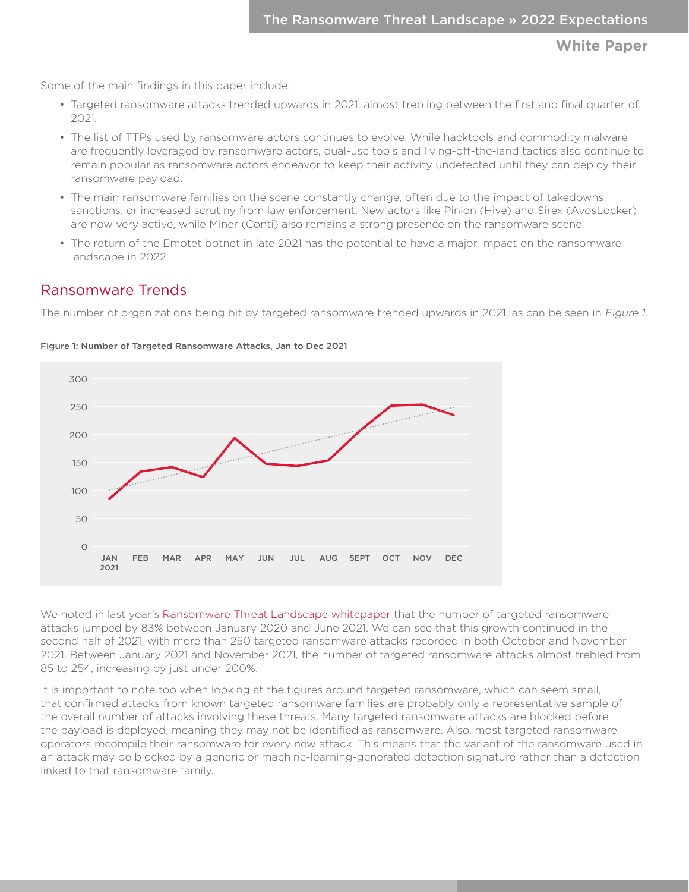Some of the main findings in this paper include:

- Targeted ransomware attacks trended upwards in 2021, almost trebling between the first and final quarter of 2021.
- The list of TTPs used by ransomware actors continues to evolve. While hacktools and commodity malware are frequently leveraged by ransomware actors, dual-use tools and living-off-the-land tactics also continue to remain popular as ransomware actors endeavor to keep their activity undetected until they can deploy their ransomware payload.
- The main ransomware families on the scene constantly change, often due to the impact of takedowns, sanctions, or increased scrutiny from law enforcement. New actors like Pinion (Hive) and Sirex (AvosLocker) are now very active, while Miner (Conti) also remains a strong presence on the ransomware scene.
- The return of the Emotet botnet in late 2021 has the potential to have a major impact on the ransomware landscape in 2022.

## Ransomware Trends

The number of organizations being bit by targeted ransomware trended upwards in 2021, as can be seen in *Figure 1*.

**Figure 1: Number of Targeted Ransomware Attacks, Jan to Dec 2021**

We noted in last year's Ransomware Threat Landscape whitepaper that the number of targeted ransomware attacks jumped by 83% between January 2020 and June 2021. We can see that this growth continued in the second half of 2021, with more than 250 targeted ransomware attacks recorded in both October and November 2021. Between January 2021 and November 2021, the number of targeted ransomware attacks almost trebled from 85 to 254, increasing by just under 200%.

It is important to note too when looking at the figures around targeted ransomware, which can seem small, that confirmed attacks from known targeted ransomware families are probably only a representative sample of the overall number of attacks involving these threats. Many targeted ransomware attacks are blocked before the payload is deployed, meaning they may not be identified as ransomware. Also, most targeted ransomware operators recompile their ransomware for every new attack. This means that the variant of the ransomware used in an attack may be blocked by a generic or machine-learning-generated detection signature rather than a detection linked to that ransomware family.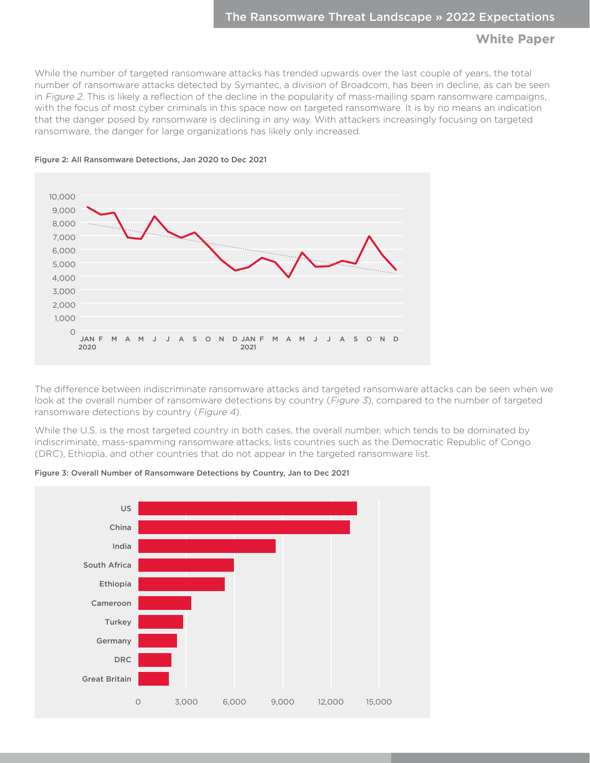While the number of targeted ransomware attacks has trended upwards over the last couple of years, the total number of ransomware attacks detected by Symantec, a division of Broadcom, has been in decline, as can be seen in *Figure 2*. This is likely a reflection of the decline in the popularity of mass-mailing spam ransomware campaigns, with the focus of most cyber criminals in this space now on targeted ransomware. It is by no means an indication that the danger posed by ransomware is declining in any way. With attackers increasingly focusing on targeted ransomware, the danger for large organizations has likely only increased.

**Figure 2: All Ransomware Detections, Jan 2020 to Dec 2021**

The difference between indiscriminate ransomware attacks and targeted ransomware attacks can be seen when we look at the overall number of ransomware detections by country (*Figure 3*), compared to the number of targeted ransomware detections by country (*Figure 4*).

While the U.S. is the most targeted country in both cases, the overall number, which tends to be dominated by indiscriminate, mass-spamming ransomware attacks, lists countries such as the Democratic Republic of Congo (DRC), Ethiopia, and other countries that do not appear in the targeted ransomware list.

**Figure 3: Overall Number of Ransomware Detections by Country, Jan to Dec 2021**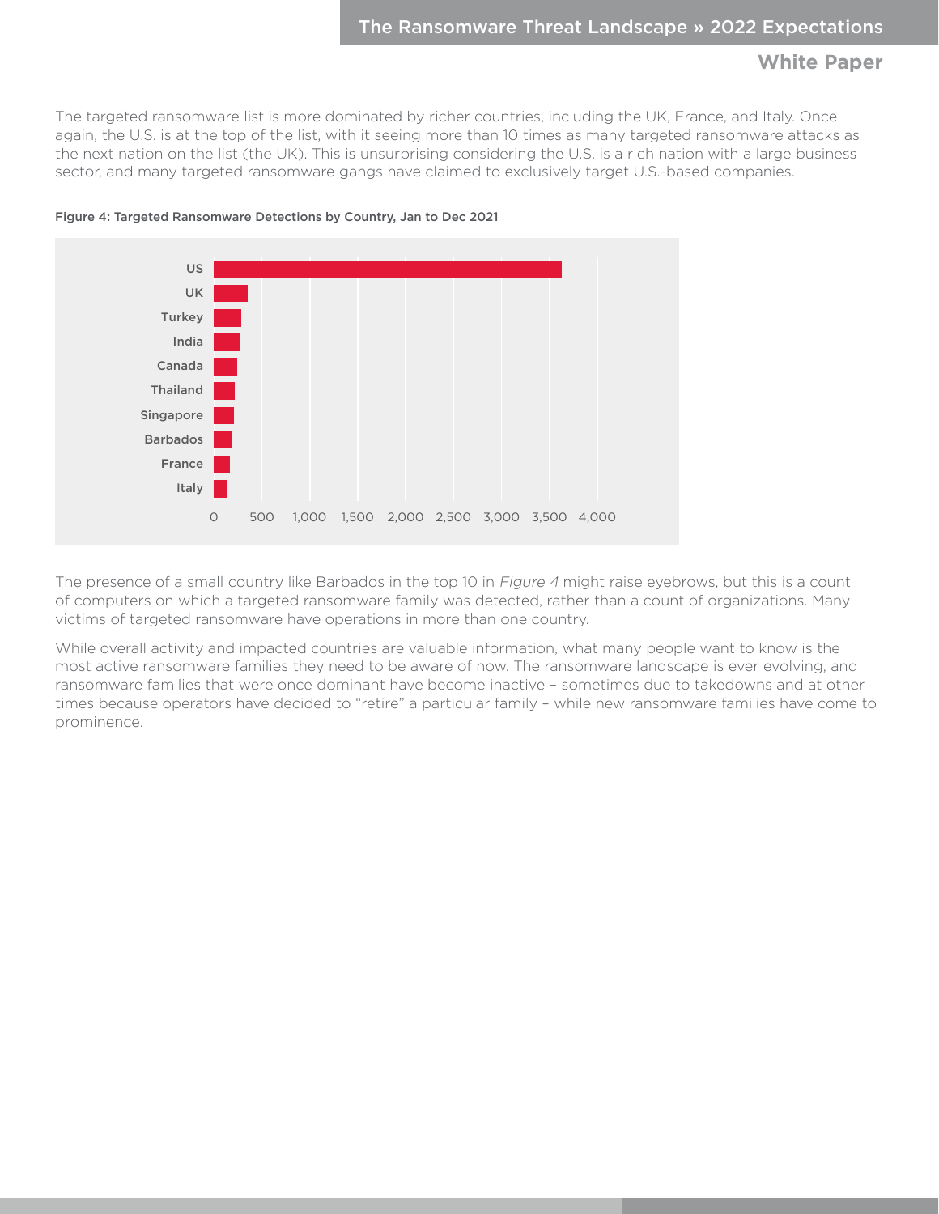The targeted ransomware list is more dominated by richer countries, including the UK, France, and Italy. Once again, the U.S. is at the top of the list, with it seeing more than 10 times as many targeted ransomware attacks as the next nation on the list (the UK). This is unsurprising considering the U.S. is a rich nation with a large business sector, and many targeted ransomware gangs have claimed to exclusively target U.S.-based companies.

**Figure 4: Targeted Ransomware Detections by Country, Jan to Dec 2021**

The presence of a small country like Barbados in the top 10 in *Figure 4* might raise eyebrows, but this is a count of computers on which a targeted ransomware family was detected, rather than a count of organizations. Many victims of targeted ransomware have operations in more than one country.

While overall activity and impacted countries are valuable information, what many people want to know is the most active ransomware families they need to be aware of now. The ransomware landscape is ever evolving, and ransomware families that were once dominant have become inactive – sometimes due to takedowns and at other times because operators have decided to "retire" a particular family – while new ransomware families have come to prominence.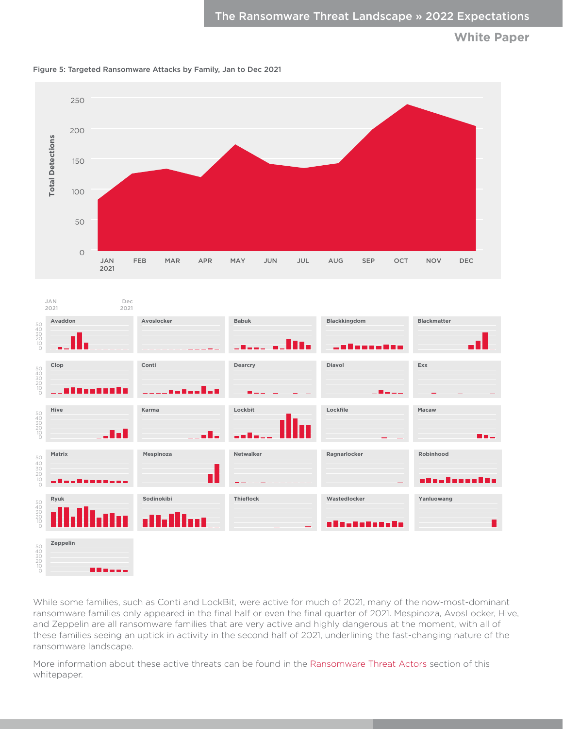Figure 5: Targeted Ransomware Attacks by Family, Jan to Dec 2021

While some families, such as Conti and LockBit, were active for much of 2021, many of the now-most-dominant ransomware families only appeared in the final half or even the final quarter of 2021. Mespinoza, AvosLocker, Hive, and Zeppelin are all ransomware families that are very active and highly dangerous at the moment, with all of these families seeing an uptick in activity in the second half of 2021, underlining the fast-changing nature of the ransomware landscape.

More information about these active threats can be found in the Ransomware Threat Actors section of this whitepaper.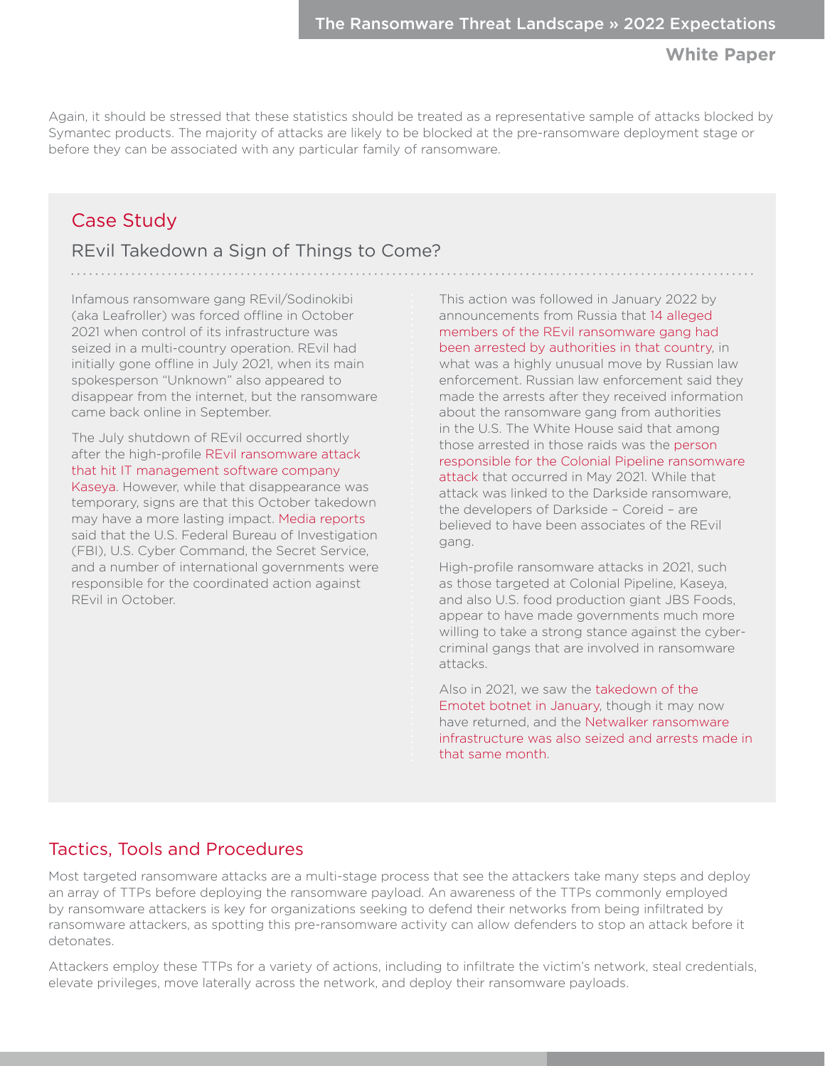Again, it should be stressed that these statistics should be treated as a representative sample of attacks blocked by Symantec products. The majority of attacks are likely to be blocked at the pre-ransomware deployment stage or before they can be associated with any particular family of ransomware.

## Case Study

### REvil Takedown a Sign of Things to Come?

Infamous ransomware gang REvil/Sodinokibi (aka Leafroller) was forced offline in October 2021 when control of its infrastructure was seized in a multi-country operation. REvil had initially gone offline in July 2021, when its main spokesperson "Unknown" also appeared to disappear from the internet, but the ransomware came back online in September.

The July shutdown of REvil occurred shortly after the high-profile REvil ransomware attack that hit IT management software company Kaseya. However, while that disappearance was temporary, signs are that this October takedown may have a more lasting impact. Media reports said that the U.S. Federal Bureau of Investigation (FBI), U.S. Cyber Command, the Secret Service, and a number of international governments were responsible for the coordinated action against REvil in October.

This action was followed in January 2022 by announcements from Russia that 14 alleged members of the REvil ransomware gang had been arrested by authorities in that country, in what was a highly unusual move by Russian law enforcement. Russian law enforcement said they made the arrests after they received information about the ransomware gang from authorities in the U.S. The White House said that among those arrested in those raids was the person responsible for the Colonial Pipeline ransomware attack that occurred in May 2021. While that attack was linked to the Darkside ransomware, the developers of Darkside – Coreid – are believed to have been associates of the REvil gang.

High-profile ransomware attacks in 2021, such as those targeted at Colonial Pipeline, Kaseya, and also U.S. food production giant JBS Foods, appear to have made governments much more willing to take a strong stance against the cyber-criminal gangs that are involved in ransomware attacks.

Also in 2021, we saw the takedown of the Emotet botnet in January, though it may now have returned, and the Netwalker ransomware infrastructure was also seized and arrests made in that same month.

## Tactics, Tools and Procedures

Most targeted ransomware attacks are a multi-stage process that see the attackers take many steps and deploy an array of TTPs before deploying the ransomware payload. An awareness of the TTPs commonly employed by ransomware attackers is key for organizations seeking to defend their networks from being infiltrated by ransomware attackers, as spotting this pre-ransomware activity can allow defenders to stop an attack before it detonates.

Attackers employ these TTPs for a variety of actions, including to infiltrate the victim's network, steal credentials, elevate privileges, move laterally across the network, and deploy their ransomware payloads.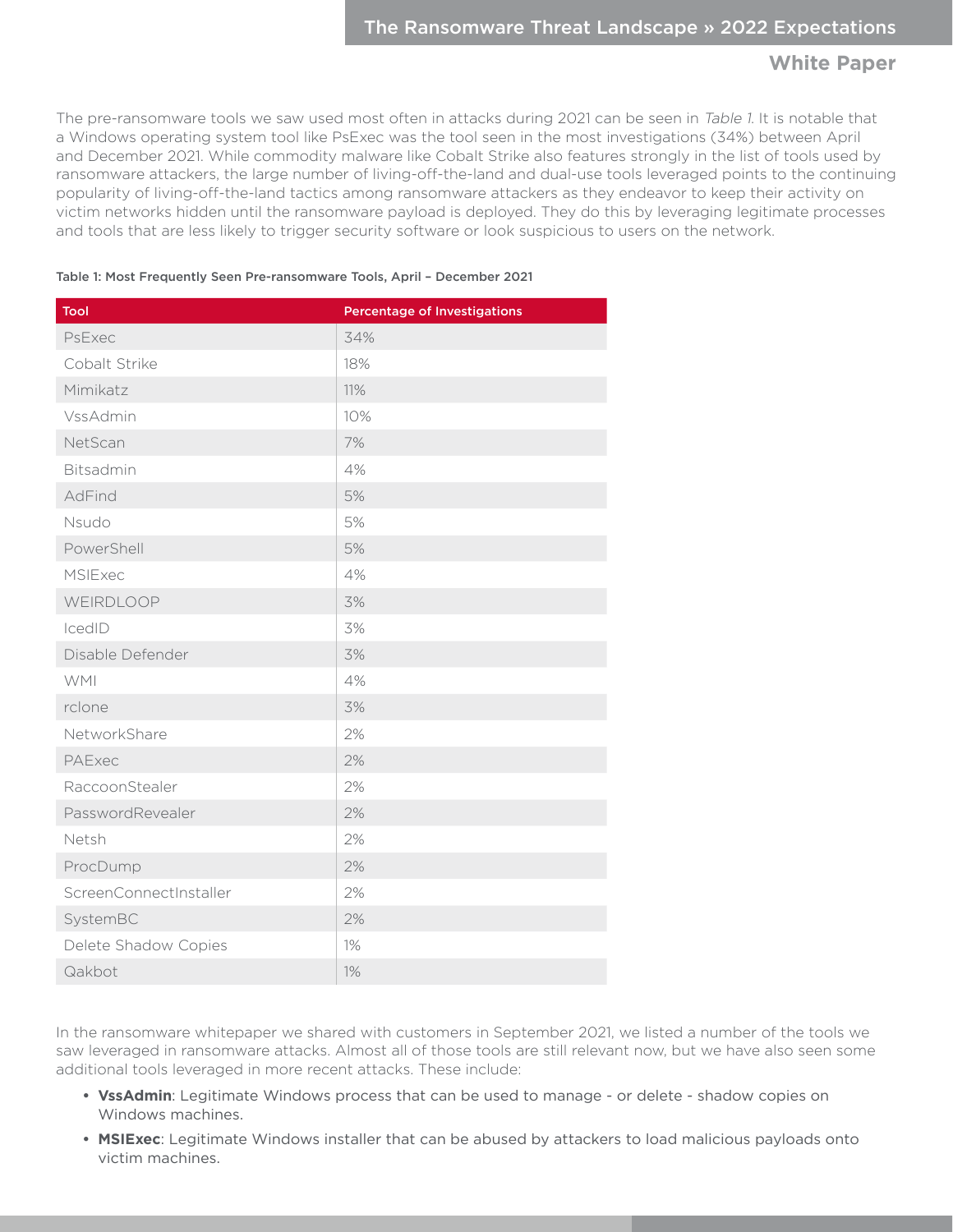The pre-ransomware tools we saw used most often in attacks during 2021 can be seen in *Table 1*. It is notable that a Windows operating system tool like PsExec was the tool seen in the most investigations (34%) between April and December 2021. While commodity malware like Cobalt Strike also features strongly in the list of tools used by ransomware attackers, the large number of living-off-the-land and dual-use tools leveraged points to the continuing popularity of living-off-the-land tactics among ransomware attackers as they endeavor to keep their activity on victim networks hidden until the ransomware payload is deployed. They do this by leveraging legitimate processes and tools that are less likely to trigger security software or look suspicious to users on the network.

Table 1: Most Frequently Seen Pre-ransomware Tools, April – December 2021

| Tool | Percentage of Investigations |
| --- | --- |
| PsExec | 34% |
| Cobalt Strike | 18% |
| Mimikatz | 11% |
| VssAdmin | 10% |
| NetScan | 7% |
| Bitsadmin | 4% |
| AdFind | 5% |
| Nsudo | 5% |
| PowerShell | 5% |
| MSIExec | 4% |
| WEIRDLOOP | 3% |
| IcedID | 3% |
| Disable Defender | 3% |
| WMI | 4% |
| rclone | 3% |
| NetworkShare | 2% |
| PAExec | 2% |
| RaccoonStealer | 2% |
| PasswordRevealer | 2% |
| Netsh | 2% |
| ProcDump | 2% |
| ScreenConnectInstaller | 2% |
| SystemBC | 2% |
| Delete Shadow Copies | 1% |
| Qakbot | 1% |

In the ransomware whitepaper we shared with customers in September 2021, we listed a number of the tools we saw leveraged in ransomware attacks. Almost all of those tools are still relevant now, but we have also seen some additional tools leveraged in more recent attacks. These include:

- **VssAdmin**: Legitimate Windows process that can be used to manage - or delete - shadow copies on Windows machines.
- **MSIExec**: Legitimate Windows installer that can be abused by attackers to load malicious payloads onto victim machines.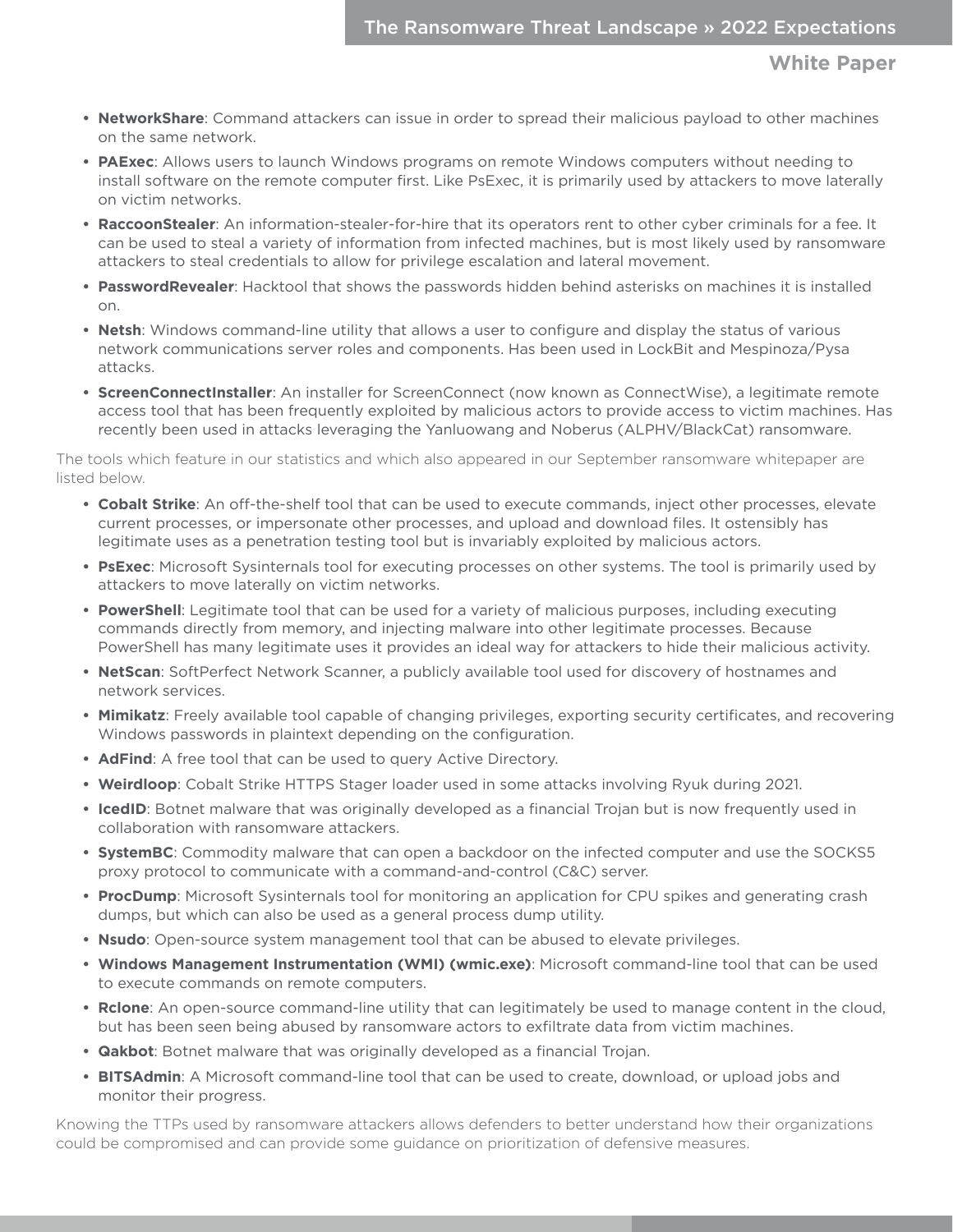- **NetworkShare**: Command attackers can issue in order to spread their malicious payload to other machines on the same network.
- **PAExec**: Allows users to launch Windows programs on remote Windows computers without needing to install software on the remote computer first. Like PsExec, it is primarily used by attackers to move laterally on victim networks.
- **RaccoonStealer**: An information-stealer-for-hire that its operators rent to other cyber criminals for a fee. It can be used to steal a variety of information from infected machines, but is most likely used by ransomware attackers to steal credentials to allow for privilege escalation and lateral movement.
- **PasswordRevealer**: Hacktool that shows the passwords hidden behind asterisks on machines it is installed on.
- **Netsh**: Windows command-line utility that allows a user to configure and display the status of various network communications server roles and components. Has been used in LockBit and Mespinoza/Pysa attacks.
- **ScreenConnectInstaller**: An installer for ScreenConnect (now known as ConnectWise), a legitimate remote access tool that has been frequently exploited by malicious actors to provide access to victim machines. Has recently been used in attacks leveraging the Yanluowang and Noberus (ALPHV/BlackCat) ransomware.

The tools which feature in our statistics and which also appeared in our September ransomware whitepaper are listed below.

- **Cobalt Strike**: An off-the-shelf tool that can be used to execute commands, inject other processes, elevate current processes, or impersonate other processes, and upload and download files. It ostensibly has legitimate uses as a penetration testing tool but is invariably exploited by malicious actors.
- **PsExec**: Microsoft Sysinternals tool for executing processes on other systems. The tool is primarily used by attackers to move laterally on victim networks.
- **PowerShell**: Legitimate tool that can be used for a variety of malicious purposes, including executing commands directly from memory, and injecting malware into other legitimate processes. Because PowerShell has many legitimate uses it provides an ideal way for attackers to hide their malicious activity.
- **NetScan**: SoftPerfect Network Scanner, a publicly available tool used for discovery of hostnames and network services.
- **Mimikatz**: Freely available tool capable of changing privileges, exporting security certificates, and recovering Windows passwords in plaintext depending on the configuration.
- **AdFind**: A free tool that can be used to query Active Directory.
- **Weirdloop**: Cobalt Strike HTTPS Stager loader used in some attacks involving Ryuk during 2021.
- **IcedID**: Botnet malware that was originally developed as a financial Trojan but is now frequently used in collaboration with ransomware attackers.
- **SystemBC**: Commodity malware that can open a backdoor on the infected computer and use the SOCKS5 proxy protocol to communicate with a command-and-control (C&C) server.
- **ProcDump**: Microsoft Sysinternals tool for monitoring an application for CPU spikes and generating crash dumps, but which can also be used as a general process dump utility.
- **Nsudo**: Open-source system management tool that can be abused to elevate privileges.
- **Windows Management Instrumentation (WMI) (wmic.exe)**: Microsoft command-line tool that can be used to execute commands on remote computers.
- **Rclone**: An open-source command-line utility that can legitimately be used to manage content in the cloud, but has been seen being abused by ransomware actors to exfiltrate data from victim machines.
- **Qakbot**: Botnet malware that was originally developed as a financial Trojan.
- **BITSAdmin**: A Microsoft command-line tool that can be used to create, download, or upload jobs and monitor their progress.

Knowing the TTPs used by ransomware attackers allows defenders to better understand how their organizations could be compromised and can provide some guidance on prioritization of defensive measures.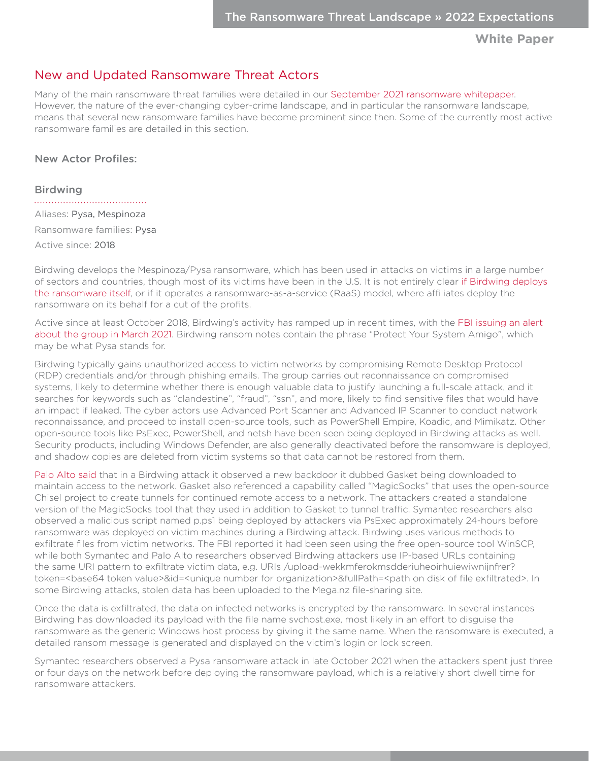## New and Updated Ransomware Threat Actors

Many of the main ransomware threat families were detailed in our September 2021 ransomware whitepaper. However, the nature of the ever-changing cyber-crime landscape, and in particular the ransomware landscape, means that several new ransomware families have become prominent since then. Some of the currently most active ransomware families are detailed in this section.

### New Actor Profiles:

#### Birdwing

Aliases: Pysa, Mespinoza

Ransomware families: Pysa

Active since: 2018

Birdwing develops the Mespinoza/Pysa ransomware, which has been used in attacks on victims in a large number of sectors and countries, though most of its victims have been in the U.S. It is not entirely clear if Birdwing deploys the ransomware itself, or if it operates a ransomware-as-a-service (RaaS) model, where affiliates deploy the ransomware on its behalf for a cut of the profits.

Active since at least October 2018, Birdwing's activity has ramped up in recent times, with the FBI issuing an alert about the group in March 2021. Birdwing ransom notes contain the phrase "Protect Your System Amigo", which may be what Pysa stands for.

Birdwing typically gains unauthorized access to victim networks by compromising Remote Desktop Protocol (RDP) credentials and/or through phishing emails. The group carries out reconnaissance on compromised systems, likely to determine whether there is enough valuable data to justify launching a full-scale attack, and it searches for keywords such as "clandestine", "fraud", "ssn", and more, likely to find sensitive files that would have an impact if leaked. The cyber actors use Advanced Port Scanner and Advanced IP Scanner to conduct network reconnaissance, and proceed to install open-source tools, such as PowerShell Empire, Koadic, and Mimikatz. Other open-source tools like PsExec, PowerShell, and netsh have been seen being deployed in Birdwing attacks as well. Security products, including Windows Defender, are also generally deactivated before the ransomware is deployed, and shadow copies are deleted from victim systems so that data cannot be restored from them.

Palo Alto said that in a Birdwing attack it observed a new backdoor it dubbed Gasket being downloaded to maintain access to the network. Gasket also referenced a capability called "MagicSocks" that uses the open-source Chisel project to create tunnels for continued remote access to a network. The attackers created a standalone version of the MagicSocks tool that they used in addition to Gasket to tunnel traffic. Symantec researchers also observed a malicious script named p.ps1 being deployed by attackers via PsExec approximately 24-hours before ransomware was deployed on victim machines during a Birdwing attack. Birdwing uses various methods to exfiltrate files from victim networks. The FBI reported it had been seen using the free open-source tool WinSCP, while both Symantec and Palo Alto researchers observed Birdwing attackers use IP-based URLs containing the same URI pattern to exfiltrate victim data, e.g. URIs /upload-wekkmferokmsdderiuheoirhuiewiwnijnfrer?token=<base64 token value>&id=<unique number for organization>&fullPath=<path on disk of file exfiltrated>. In some Birdwing attacks, stolen data has been uploaded to the Mega.nz file-sharing site.

Once the data is exfiltrated, the data on infected networks is encrypted by the ransomware. In several instances Birdwing has downloaded its payload with the file name svchost.exe, most likely in an effort to disguise the ransomware as the generic Windows host process by giving it the same name. When the ransomware is executed, a detailed ransom message is generated and displayed on the victim's login or lock screen.

Symantec researchers observed a Pysa ransomware attack in late October 2021 when the attackers spent just three or four days on the network before deploying the ransomware payload, which is a relatively short dwell time for ransomware attackers.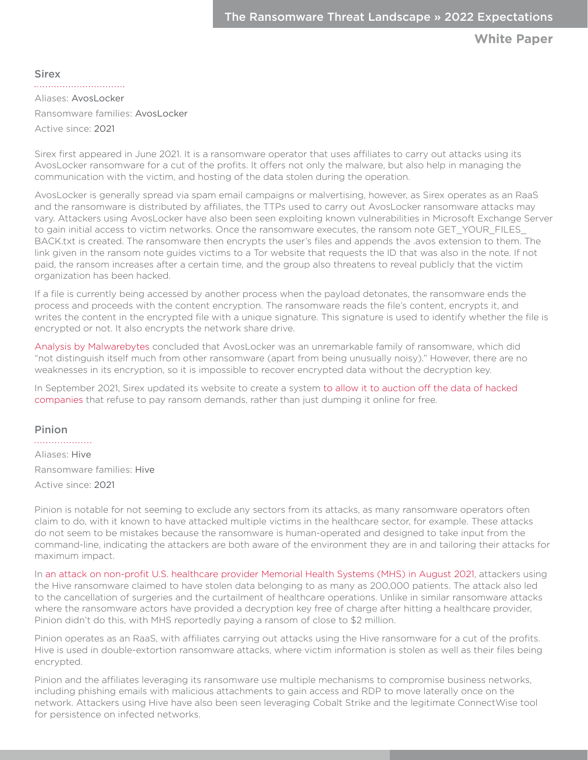## Sirex

Aliases: AvosLocker

Ransomware families: AvosLocker

Active since: 2021

Sirex first appeared in June 2021. It is a ransomware operator that uses affiliates to carry out attacks using its AvosLocker ransomware for a cut of the profits. It offers not only the malware, but also help in managing the communication with the victim, and hosting of the data stolen during the operation.

AvosLocker is generally spread via spam email campaigns or malvertising, however, as Sirex operates as an RaaS and the ransomware is distributed by affiliates, the TTPs used to carry out AvosLocker ransomware attacks may vary. Attackers using AvosLocker have also been seen exploiting known vulnerabilities in Microsoft Exchange Server to gain initial access to victim networks. Once the ransomware executes, the ransom note GET_YOUR_FILES_BACK.txt is created. The ransomware then encrypts the user's files and appends the .avos extension to them. The link given in the ransom note guides victims to a Tor website that requests the ID that was also in the note. If not paid, the ransom increases after a certain time, and the group also threatens to reveal publicly that the victim organization has been hacked.

If a file is currently being accessed by another process when the payload detonates, the ransomware ends the process and proceeds with the content encryption. The ransomware reads the file's content, encrypts it, and writes the content in the encrypted file with a unique signature. This signature is used to identify whether the file is encrypted or not. It also encrypts the network share drive.

Analysis by Malwarebytes concluded that AvosLocker was an unremarkable family of ransomware, which did "not distinguish itself much from other ransomware (apart from being unusually noisy)." However, there are no weaknesses in its encryption, so it is impossible to recover encrypted data without the decryption key.

In September 2021, Sirex updated its website to create a system to allow it to auction off the data of hacked companies that refuse to pay ransom demands, rather than just dumping it online for free.

## Pinion

Aliases: Hive

Ransomware families: Hive

Active since: 2021

Pinion is notable for not seeming to exclude any sectors from its attacks, as many ransomware operators often claim to do, with it known to have attacked multiple victims in the healthcare sector, for example. These attacks do not seem to be mistakes because the ransomware is human-operated and designed to take input from the command-line, indicating the attackers are both aware of the environment they are in and tailoring their attacks for maximum impact.

In an attack on non-profit U.S. healthcare provider Memorial Health Systems (MHS) in August 2021, attackers using the Hive ransomware claimed to have stolen data belonging to as many as 200,000 patients. The attack also led to the cancellation of surgeries and the curtailment of healthcare operations. Unlike in similar ransomware attacks where the ransomware actors have provided a decryption key free of charge after hitting a healthcare provider, Pinion didn't do this, with MHS reportedly paying a ransom of close to $2 million.

Pinion operates as an RaaS, with affiliates carrying out attacks using the Hive ransomware for a cut of the profits. Hive is used in double-extortion ransomware attacks, where victim information is stolen as well as their files being encrypted.

Pinion and the affiliates leveraging its ransomware use multiple mechanisms to compromise business networks, including phishing emails with malicious attachments to gain access and RDP to move laterally once on the network. Attackers using Hive have also been seen leveraging Cobalt Strike and the legitimate ConnectWise tool for persistence on infected networks.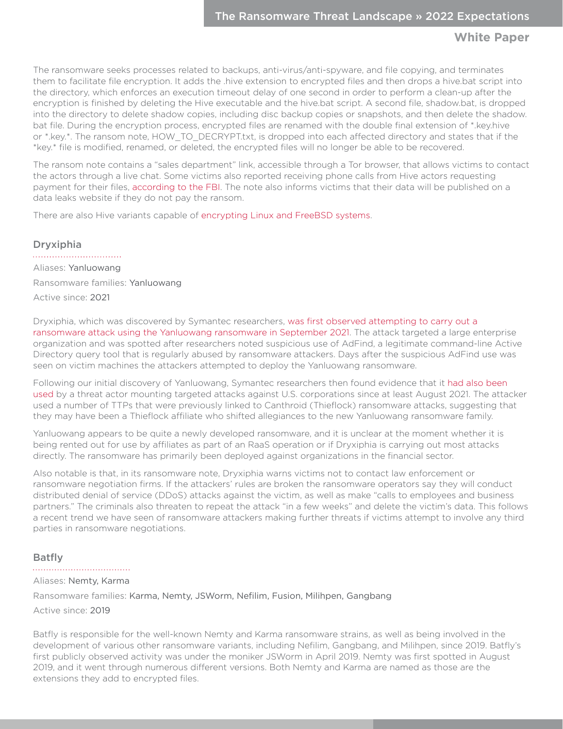The ransomware seeks processes related to backups, anti-virus/anti-spyware, and file copying, and terminates them to facilitate file encryption. It adds the .hive extension to encrypted files and then drops a hive.bat script into the directory, which enforces an execution timeout delay of one second in order to perform a clean-up after the encryption is finished by deleting the Hive executable and the hive.bat script. A second file, shadow.bat, is dropped into the directory to delete shadow copies, including disc backup copies or snapshots, and then delete the shadow.bat file. During the encryption process, encrypted files are renamed with the double final extension of *.key.hive or *.key.*. The ransom note, HOW_TO_DECRYPT.txt, is dropped into each affected directory and states that if the *key.* file is modified, renamed, or deleted, the encrypted files will no longer be able to be recovered.

The ransom note contains a "sales department" link, accessible through a Tor browser, that allows victims to contact the actors through a live chat. Some victims also reported receiving phone calls from Hive actors requesting payment for their files, according to the FBI. The note also informs victims that their data will be published on a data leaks website if they do not pay the ransom.

There are also Hive variants capable of encrypting Linux and FreeBSD systems.

### Dryxiphia

Aliases: Yanluowang

Ransomware families: Yanluowang

Active since: 2021

Dryxiphia, which was discovered by Symantec researchers, was first observed attempting to carry out a ransomware attack using the Yanluowang ransomware in September 2021. The attack targeted a large enterprise organization and was spotted after researchers noted suspicious use of AdFind, a legitimate command-line Active Directory query tool that is regularly abused by ransomware attackers. Days after the suspicious AdFind use was seen on victim machines the attackers attempted to deploy the Yanluowang ransomware.

Following our initial discovery of Yanluowang, Symantec researchers then found evidence that it had also been used by a threat actor mounting targeted attacks against U.S. corporations since at least August 2021. The attacker used a number of TTPs that were previously linked to Canthroid (Thieflock) ransomware attacks, suggesting that they may have been a Thieflock affiliate who shifted allegiances to the new Yanluowang ransomware family.

Yanluowang appears to be quite a newly developed ransomware, and it is unclear at the moment whether it is being rented out for use by affiliates as part of an RaaS operation or if Dryxiphia is carrying out most attacks directly. The ransomware has primarily been deployed against organizations in the financial sector.

Also notable is that, in its ransomware note, Dryxiphia warns victims not to contact law enforcement or ransomware negotiation firms. If the attackers' rules are broken the ransomware operators say they will conduct distributed denial of service (DDoS) attacks against the victim, as well as make "calls to employees and business partners." The criminals also threaten to repeat the attack "in a few weeks" and delete the victim's data. This follows a recent trend we have seen of ransomware attackers making further threats if victims attempt to involve any third parties in ransomware negotiations.

### Batfly

Aliases: Nemty, Karma

Ransomware families: Karma, Nemty, JSWorm, Nefilim, Fusion, Milihpen, Gangbang

Active since: 2019

Batfly is responsible for the well-known Nemty and Karma ransomware strains, as well as being involved in the development of various other ransomware variants, including Nefilim, Gangbang, and Milihpen, since 2019. Batfly's first publicly observed activity was under the moniker JSWorm in April 2019. Nemty was first spotted in August 2019, and it went through numerous different versions. Both Nemty and Karma are named as those are the extensions they add to encrypted files.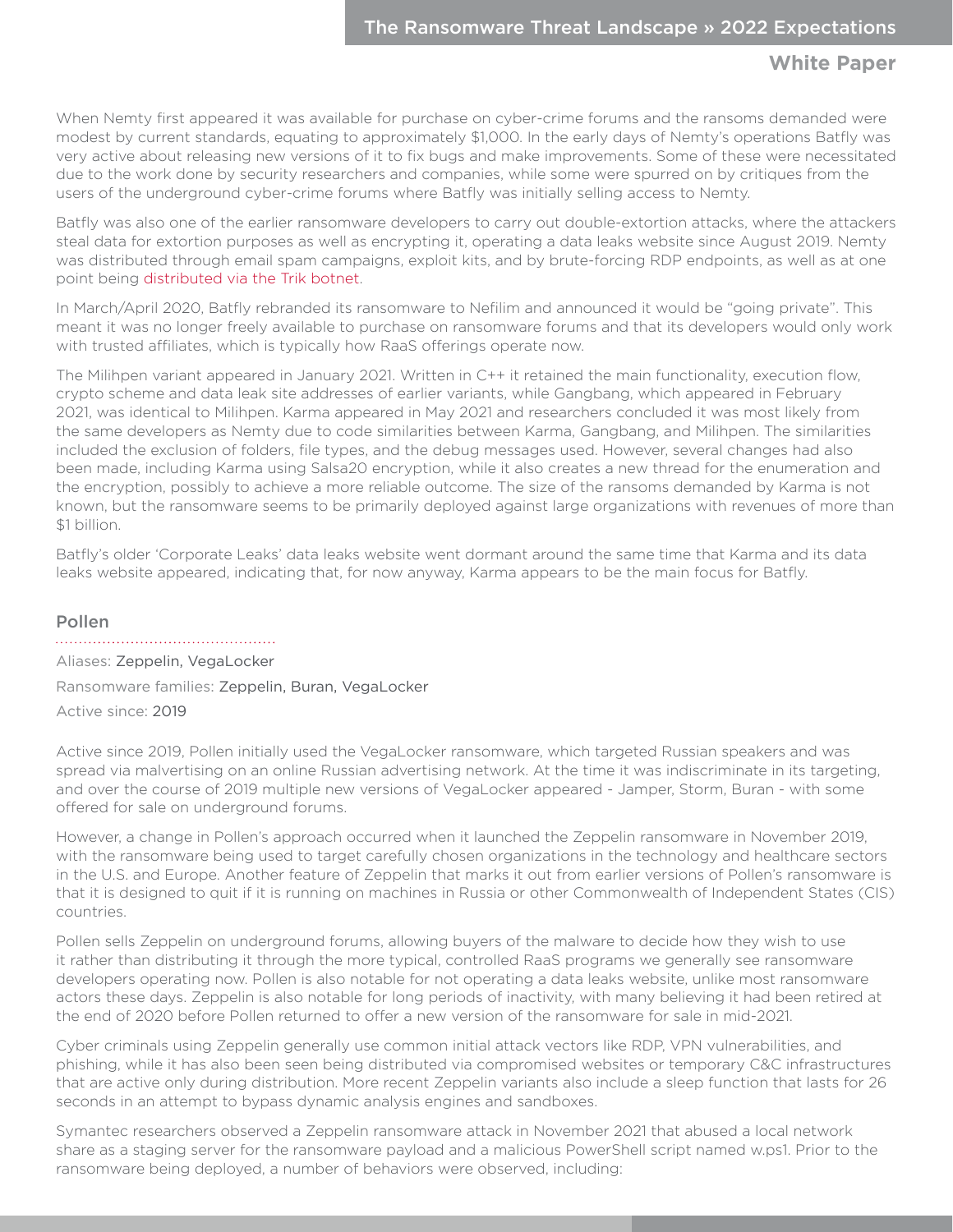When Nemty first appeared it was available for purchase on cyber-crime forums and the ransoms demanded were modest by current standards, equating to approximately $1,000. In the early days of Nemty's operations Batfly was very active about releasing new versions of it to fix bugs and make improvements. Some of these were necessitated due to the work done by security researchers and companies, while some were spurred on by critiques from the users of the underground cyber-crime forums where Batfly was initially selling access to Nemty.

Batfly was also one of the earlier ransomware developers to carry out double-extortion attacks, where the attackers steal data for extortion purposes as well as encrypting it, operating a data leaks website since August 2019. Nemty was distributed through email spam campaigns, exploit kits, and by brute-forcing RDP endpoints, as well as at one point being distributed via the Trik botnet.

In March/April 2020, Batfly rebranded its ransomware to Nefilim and announced it would be "going private". This meant it was no longer freely available to purchase on ransomware forums and that its developers would only work with trusted affiliates, which is typically how RaaS offerings operate now.

The Milihpen variant appeared in January 2021. Written in C++ it retained the main functionality, execution flow, crypto scheme and data leak site addresses of earlier variants, while Gangbang, which appeared in February 2021, was identical to Milihpen. Karma appeared in May 2021 and researchers concluded it was most likely from the same developers as Nemty due to code similarities between Karma, Gangbang, and Milihpen. The similarities included the exclusion of folders, file types, and the debug messages used. However, several changes had also been made, including Karma using Salsa20 encryption, while it also creates a new thread for the enumeration and the encryption, possibly to achieve a more reliable outcome. The size of the ransoms demanded by Karma is not known, but the ransomware seems to be primarily deployed against large organizations with revenues of more than $1 billion.

Batfly's older 'Corporate Leaks' data leaks website went dormant around the same time that Karma and its data leaks website appeared, indicating that, for now anyway, Karma appears to be the main focus for Batfly.

### Pollen

Aliases: Zeppelin, VegaLocker

Ransomware families: Zeppelin, Buran, VegaLocker

Active since: 2019

Active since 2019, Pollen initially used the VegaLocker ransomware, which targeted Russian speakers and was spread via malvertising on an online Russian advertising network. At the time it was indiscriminate in its targeting, and over the course of 2019 multiple new versions of VegaLocker appeared - Jamper, Storm, Buran - with some offered for sale on underground forums.

However, a change in Pollen's approach occurred when it launched the Zeppelin ransomware in November 2019, with the ransomware being used to target carefully chosen organizations in the technology and healthcare sectors in the U.S. and Europe. Another feature of Zeppelin that marks it out from earlier versions of Pollen's ransomware is that it is designed to quit if it is running on machines in Russia or other Commonwealth of Independent States (CIS) countries.

Pollen sells Zeppelin on underground forums, allowing buyers of the malware to decide how they wish to use it rather than distributing it through the more typical, controlled RaaS programs we generally see ransomware developers operating now. Pollen is also notable for not operating a data leaks website, unlike most ransomware actors these days. Zeppelin is also notable for long periods of inactivity, with many believing it had been retired at the end of 2020 before Pollen returned to offer a new version of the ransomware for sale in mid-2021.

Cyber criminals using Zeppelin generally use common initial attack vectors like RDP, VPN vulnerabilities, and phishing, while it has also been seen being distributed via compromised websites or temporary C&C infrastructures that are active only during distribution. More recent Zeppelin variants also include a sleep function that lasts for 26 seconds in an attempt to bypass dynamic analysis engines and sandboxes.

Symantec researchers observed a Zeppelin ransomware attack in November 2021 that abused a local network share as a staging server for the ransomware payload and a malicious PowerShell script named w.ps1. Prior to the ransomware being deployed, a number of behaviors were observed, including: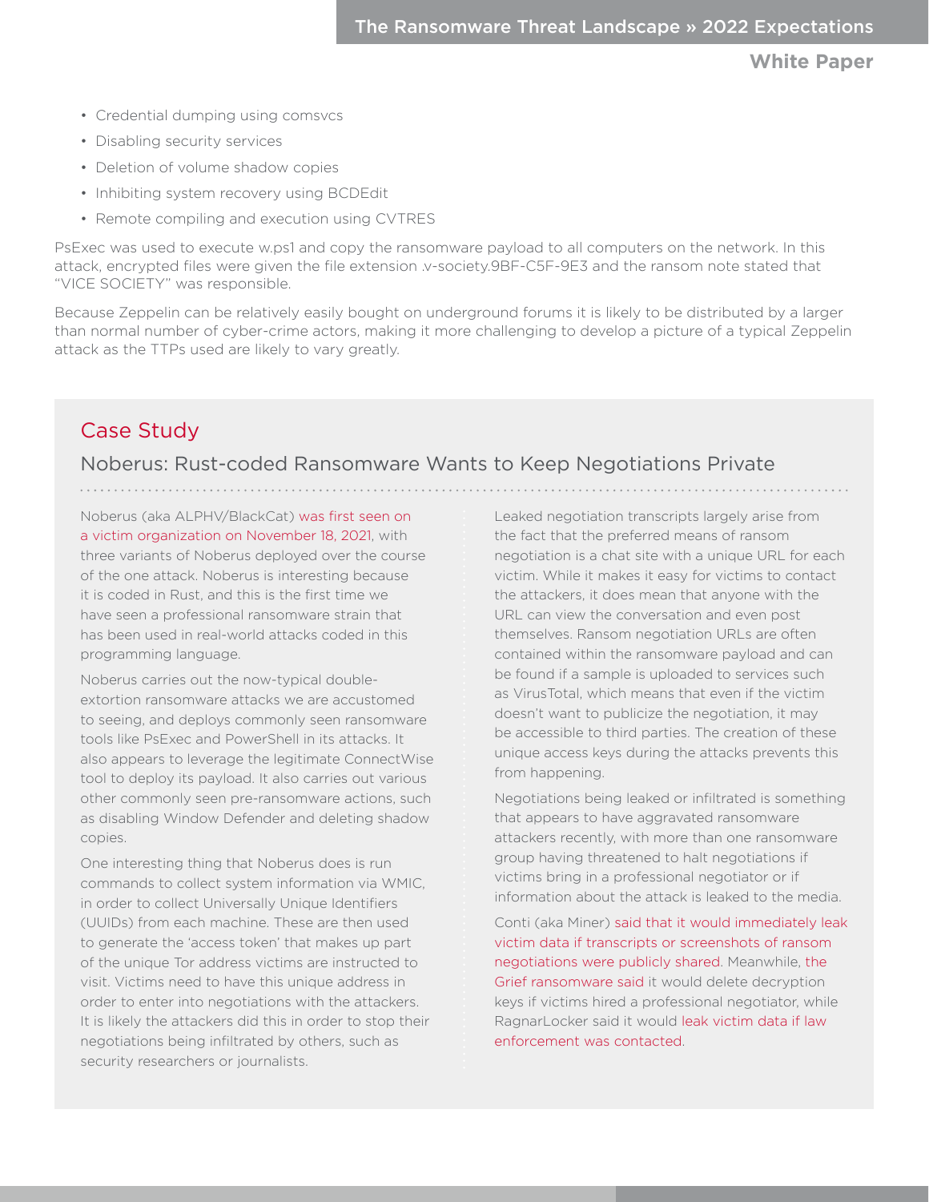- Credential dumping using comsvcs
- Disabling security services
- Deletion of volume shadow copies
- Inhibiting system recovery using BCDEdit
- Remote compiling and execution using CVTRES

PsExec was used to execute w.ps1 and copy the ransomware payload to all computers on the network. In this attack, encrypted files were given the file extension .v-society.9BF-C5F-9E3 and the ransom note stated that "VICE SOCIETY" was responsible.

Because Zeppelin can be relatively easily bought on underground forums it is likely to be distributed by a larger than normal number of cyber-crime actors, making it more challenging to develop a picture of a typical Zeppelin attack as the TTPs used are likely to vary greatly.

## Case Study

### Noberus: Rust-coded Ransomware Wants to Keep Negotiations Private

Noberus (aka ALPHV/BlackCat) was first seen on a victim organization on November 18, 2021, with three variants of Noberus deployed over the course of the one attack. Noberus is interesting because it is coded in Rust, and this is the first time we have seen a professional ransomware strain that has been used in real-world attacks coded in this programming language.

Noberus carries out the now-typical double-extortion ransomware attacks we are accustomed to seeing, and deploys commonly seen ransomware tools like PsExec and PowerShell in its attacks. It also appears to leverage the legitimate ConnectWise tool to deploy its payload. It also carries out various other commonly seen pre-ransomware actions, such as disabling Window Defender and deleting shadow copies.

One interesting thing that Noberus does is run commands to collect system information via WMIC, in order to collect Universally Unique Identifiers (UUIDs) from each machine. These are then used to generate the 'access token' that makes up part of the unique Tor address victims are instructed to visit. Victims need to have this unique address in order to enter into negotiations with the attackers. It is likely the attackers did this in order to stop their negotiations being infiltrated by others, such as security researchers or journalists.

Leaked negotiation transcripts largely arise from the fact that the preferred means of ransom negotiation is a chat site with a unique URL for each victim. While it makes it easy for victims to contact the attackers, it does mean that anyone with the URL can view the conversation and even post themselves. Ransom negotiation URLs are often contained within the ransomware payload and can be found if a sample is uploaded to services such as VirusTotal, which means that even if the victim doesn't want to publicize the negotiation, it may be accessible to third parties. The creation of these unique access keys during the attacks prevents this from happening.

Negotiations being leaked or infiltrated is something that appears to have aggravated ransomware attackers recently, with more than one ransomware group having threatened to halt negotiations if victims bring in a professional negotiator or if information about the attack is leaked to the media.

Conti (aka Miner) said that it would immediately leak victim data if transcripts or screenshots of ransom negotiations were publicly shared. Meanwhile, the Grief ransomware said it would delete decryption keys if victims hired a professional negotiator, while RagnarLocker said it would leak victim data if law enforcement was contacted.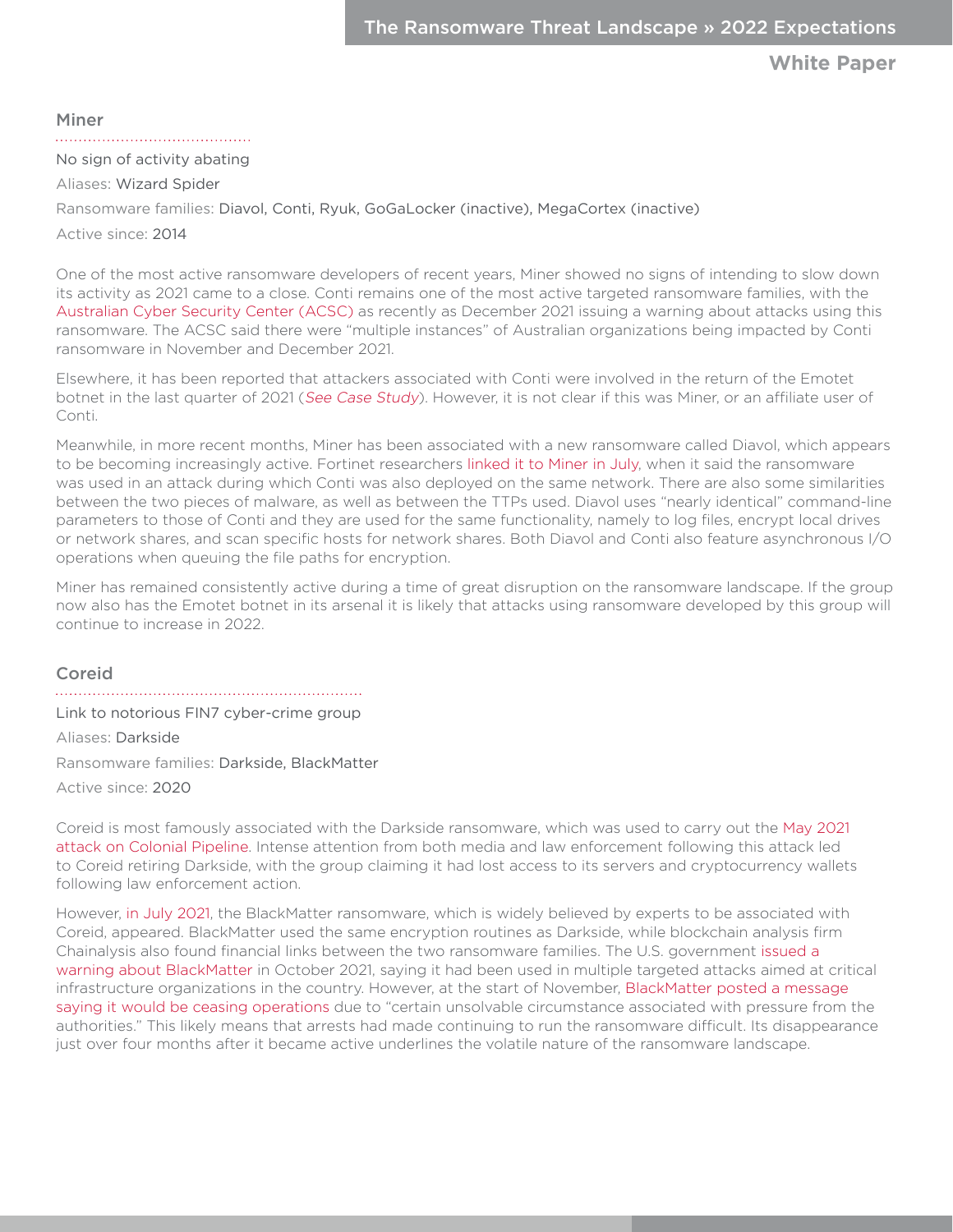## Miner

No sign of activity abating

Aliases: Wizard Spider

Ransomware families: Diavol, Conti, Ryuk, GoGaLocker (inactive), MegaCortex (inactive)

Active since: 2014

One of the most active ransomware developers of recent years, Miner showed no signs of intending to slow down its activity as 2021 came to a close. Conti remains one of the most active targeted ransomware families, with the Australian Cyber Security Center (ACSC) as recently as December 2021 issuing a warning about attacks using this ransomware. The ACSC said there were "multiple instances" of Australian organizations being impacted by Conti ransomware in November and December 2021.

Elsewhere, it has been reported that attackers associated with Conti were involved in the return of the Emotet botnet in the last quarter of 2021 (*See Case Study*). However, it is not clear if this was Miner, or an affiliate user of Conti.

Meanwhile, in more recent months, Miner has been associated with a new ransomware called Diavol, which appears to be becoming increasingly active. Fortinet researchers linked it to Miner in July, when it said the ransomware was used in an attack during which Conti was also deployed on the same network. There are also some similarities between the two pieces of malware, as well as between the TTPs used. Diavol uses "nearly identical" command-line parameters to those of Conti and they are used for the same functionality, namely to log files, encrypt local drives or network shares, and scan specific hosts for network shares. Both Diavol and Conti also feature asynchronous I/O operations when queuing the file paths for encryption.

Miner has remained consistently active during a time of great disruption on the ransomware landscape. If the group now also has the Emotet botnet in its arsenal it is likely that attacks using ransomware developed by this group will continue to increase in 2022.

## Coreid

Link to notorious FIN7 cyber-crime group

Aliases: Darkside

Ransomware families: Darkside, BlackMatter

Active since: 2020

Coreid is most famously associated with the Darkside ransomware, which was used to carry out the May 2021 attack on Colonial Pipeline. Intense attention from both media and law enforcement following this attack led to Coreid retiring Darkside, with the group claiming it had lost access to its servers and cryptocurrency wallets following law enforcement action.

However, in July 2021, the BlackMatter ransomware, which is widely believed by experts to be associated with Coreid, appeared. BlackMatter used the same encryption routines as Darkside, while blockchain analysis firm Chainalysis also found financial links between the two ransomware families. The U.S. government issued a warning about BlackMatter in October 2021, saying it had been used in multiple targeted attacks aimed at critical infrastructure organizations in the country. However, at the start of November, BlackMatter posted a message saying it would be ceasing operations due to "certain unsolvable circumstance associated with pressure from the authorities." This likely means that arrests had made continuing to run the ransomware difficult. Its disappearance just over four months after it became active underlines the volatile nature of the ransomware landscape.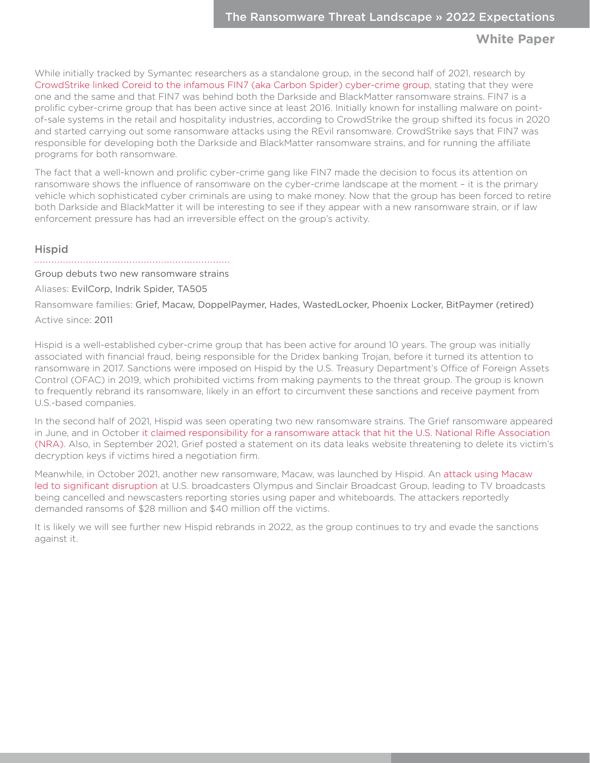While initially tracked by Symantec researchers as a standalone group, in the second half of 2021, research by CrowdStrike linked Coreid to the infamous FIN7 (aka Carbon Spider) cyber-crime group, stating that they were one and the same and that FIN7 was behind both the Darkside and BlackMatter ransomware strains. FIN7 is a prolific cyber-crime group that has been active since at least 2016. Initially known for installing malware on point-of-sale systems in the retail and hospitality industries, according to CrowdStrike the group shifted its focus in 2020 and started carrying out some ransomware attacks using the REvil ransomware. CrowdStrike says that FIN7 was responsible for developing both the Darkside and BlackMatter ransomware strains, and for running the affiliate programs for both ransomware.

The fact that a well-known and prolific cyber-crime gang like FIN7 made the decision to focus its attention on ransomware shows the influence of ransomware on the cyber-crime landscape at the moment – it is the primary vehicle which sophisticated cyber criminals are using to make money. Now that the group has been forced to retire both Darkside and BlackMatter it will be interesting to see if they appear with a new ransomware strain, or if law enforcement pressure has had an irreversible effect on the group's activity.

### Hispid

Group debuts two new ransomware strains

Aliases: EvilCorp, Indrik Spider, TA505

Ransomware families: Grief, Macaw, DoppelPaymer, Hades, WastedLocker, Phoenix Locker, BitPaymer (retired)

Active since: 2011

Hispid is a well-established cyber-crime group that has been active for around 10 years. The group was initially associated with financial fraud, being responsible for the Dridex banking Trojan, before it turned its attention to ransomware in 2017. Sanctions were imposed on Hispid by the U.S. Treasury Department's Office of Foreign Assets Control (OFAC) in 2019, which prohibited victims from making payments to the threat group. The group is known to frequently rebrand its ransomware, likely in an effort to circumvent these sanctions and receive payment from U.S.-based companies.

In the second half of 2021, Hispid was seen operating two new ransomware strains. The Grief ransomware appeared in June, and in October it claimed responsibility for a ransomware attack that hit the U.S. National Rifle Association (NRA). Also, in September 2021, Grief posted a statement on its data leaks website threatening to delete its victim's decryption keys if victims hired a negotiation firm.

Meanwhile, in October 2021, another new ransomware, Macaw, was launched by Hispid. An attack using Macaw led to significant disruption at U.S. broadcasters Olympus and Sinclair Broadcast Group, leading to TV broadcasts being cancelled and newscasters reporting stories using paper and whiteboards. The attackers reportedly demanded ransoms of $28 million and $40 million off the victims.

It is likely we will see further new Hispid rebrands in 2022, as the group continues to try and evade the sanctions against it.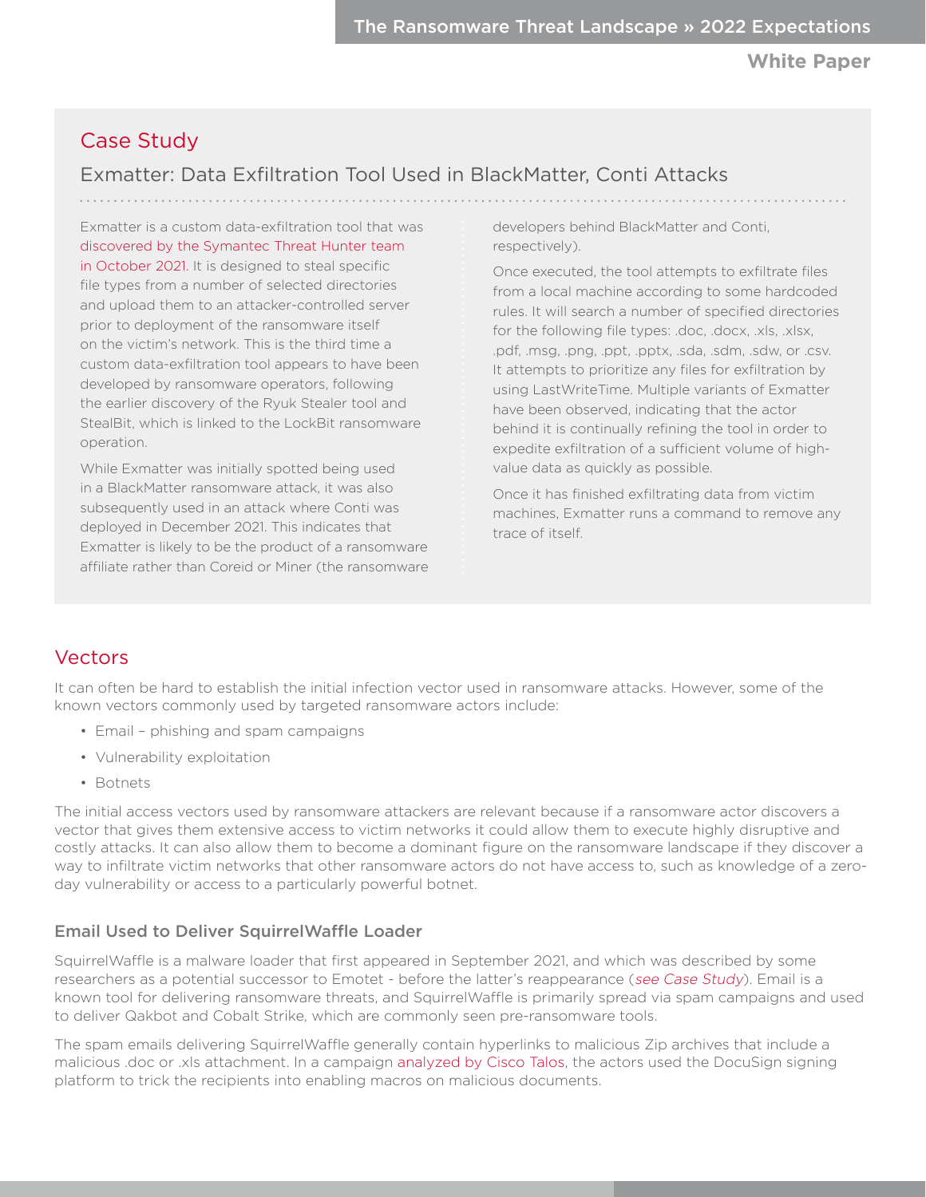## Case Study

### Exmatter: Data Exfiltration Tool Used in BlackMatter, Conti Attacks

Exmatter is a custom data-exfiltration tool that was discovered by the Symantec Threat Hunter team in October 2021. It is designed to steal specific file types from a number of selected directories and upload them to an attacker-controlled server prior to deployment of the ransomware itself on the victim's network. This is the third time a custom data-exfiltration tool appears to have been developed by ransomware operators, following the earlier discovery of the Ryuk Stealer tool and StealBit, which is linked to the LockBit ransomware operation.

While Exmatter was initially spotted being used in a BlackMatter ransomware attack, it was also subsequently used in an attack where Conti was deployed in December 2021. This indicates that Exmatter is likely to be the product of a ransomware affiliate rather than Coreid or Miner (the ransomware developers behind BlackMatter and Conti, respectively).

Once executed, the tool attempts to exfiltrate files from a local machine according to some hardcoded rules. It will search a number of specified directories for the following file types: .doc, .docx, .xls, .xlsx, .pdf, .msg, .png, .ppt, .pptx, .sda, .sdm, .sdw, or .csv. It attempts to prioritize any files for exfiltration by using LastWriteTime. Multiple variants of Exmatter have been observed, indicating that the actor behind it is continually refining the tool in order to expedite exfiltration of a sufficient volume of high-value data as quickly as possible.

Once it has finished exfiltrating data from victim machines, Exmatter runs a command to remove any trace of itself.

## Vectors

It can often be hard to establish the initial infection vector used in ransomware attacks. However, some of the known vectors commonly used by targeted ransomware actors include:

- Email – phishing and spam campaigns
- Vulnerability exploitation
- Botnets

The initial access vectors used by ransomware attackers are relevant because if a ransomware actor discovers a vector that gives them extensive access to victim networks it could allow them to execute highly disruptive and costly attacks. It can also allow them to become a dominant figure on the ransomware landscape if they discover a way to infiltrate victim networks that other ransomware actors do not have access to, such as knowledge of a zero-day vulnerability or access to a particularly powerful botnet.

### Email Used to Deliver SquirrelWaffle Loader

SquirrelWaffle is a malware loader that first appeared in September 2021, and which was described by some researchers as a potential successor to Emotet - before the latter's reappearance (*see Case Study*). Email is a known tool for delivering ransomware threats, and SquirrelWaffle is primarily spread via spam campaigns and used to deliver Qakbot and Cobalt Strike, which are commonly seen pre-ransomware tools.

The spam emails delivering SquirrelWaffle generally contain hyperlinks to malicious Zip archives that include a malicious .doc or .xls attachment. In a campaign analyzed by Cisco Talos, the actors used the DocuSign signing platform to trick the recipients into enabling macros on malicious documents.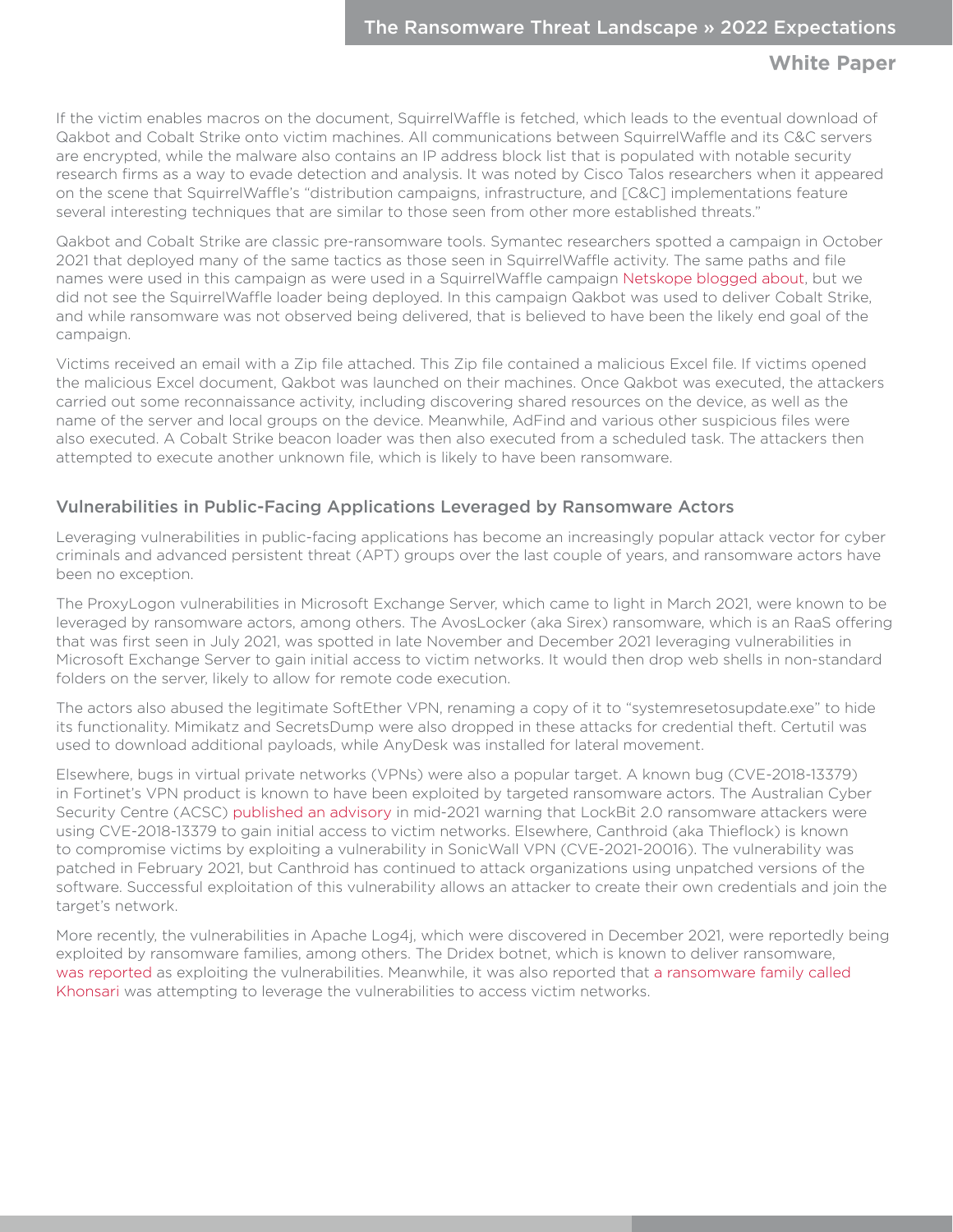If the victim enables macros on the document, SquirrelWaffle is fetched, which leads to the eventual download of Qakbot and Cobalt Strike onto victim machines. All communications between SquirrelWaffle and its C&C servers are encrypted, while the malware also contains an IP address block list that is populated with notable security research firms as a way to evade detection and analysis. It was noted by Cisco Talos researchers when it appeared on the scene that SquirrelWaffle's "distribution campaigns, infrastructure, and [C&C] implementations feature several interesting techniques that are similar to those seen from other more established threats."

Qakbot and Cobalt Strike are classic pre-ransomware tools. Symantec researchers spotted a campaign in October 2021 that deployed many of the same tactics as those seen in SquirrelWaffle activity. The same paths and file names were used in this campaign as were used in a SquirrelWaffle campaign Netskope blogged about, but we did not see the SquirrelWaffle loader being deployed. In this campaign Qakbot was used to deliver Cobalt Strike, and while ransomware was not observed being delivered, that is believed to have been the likely end goal of the campaign.

Victims received an email with a Zip file attached. This Zip file contained a malicious Excel file. If victims opened the malicious Excel document, Qakbot was launched on their machines. Once Qakbot was executed, the attackers carried out some reconnaissance activity, including discovering shared resources on the device, as well as the name of the server and local groups on the device. Meanwhile, AdFind and various other suspicious files were also executed. A Cobalt Strike beacon loader was then also executed from a scheduled task. The attackers then attempted to execute another unknown file, which is likely to have been ransomware.

## Vulnerabilities in Public-Facing Applications Leveraged by Ransomware Actors

Leveraging vulnerabilities in public-facing applications has become an increasingly popular attack vector for cyber criminals and advanced persistent threat (APT) groups over the last couple of years, and ransomware actors have been no exception.

The ProxyLogon vulnerabilities in Microsoft Exchange Server, which came to light in March 2021, were known to be leveraged by ransomware actors, among others. The AvosLocker (aka Sirex) ransomware, which is an RaaS offering that was first seen in July 2021, was spotted in late November and December 2021 leveraging vulnerabilities in Microsoft Exchange Server to gain initial access to victim networks. It would then drop web shells in non-standard folders on the server, likely to allow for remote code execution.

The actors also abused the legitimate SoftEther VPN, renaming a copy of it to "systemresetosupdate.exe" to hide its functionality. Mimikatz and SecretsDump were also dropped in these attacks for credential theft. Certutil was used to download additional payloads, while AnyDesk was installed for lateral movement.

Elsewhere, bugs in virtual private networks (VPNs) were also a popular target. A known bug (CVE-2018-13379) in Fortinet's VPN product is known to have been exploited by targeted ransomware actors. The Australian Cyber Security Centre (ACSC) published an advisory in mid-2021 warning that LockBit 2.0 ransomware attackers were using CVE-2018-13379 to gain initial access to victim networks. Elsewhere, Canthroid (aka Thieflock) is known to compromise victims by exploiting a vulnerability in SonicWall VPN (CVE-2021-20016). The vulnerability was patched in February 2021, but Canthroid has continued to attack organizations using unpatched versions of the software. Successful exploitation of this vulnerability allows an attacker to create their own credentials and join the target's network.

More recently, the vulnerabilities in Apache Log4j, which were discovered in December 2021, were reportedly being exploited by ransomware families, among others. The Dridex botnet, which is known to deliver ransomware, was reported as exploiting the vulnerabilities. Meanwhile, it was also reported that a ransomware family called Khonsari was attempting to leverage the vulnerabilities to access victim networks.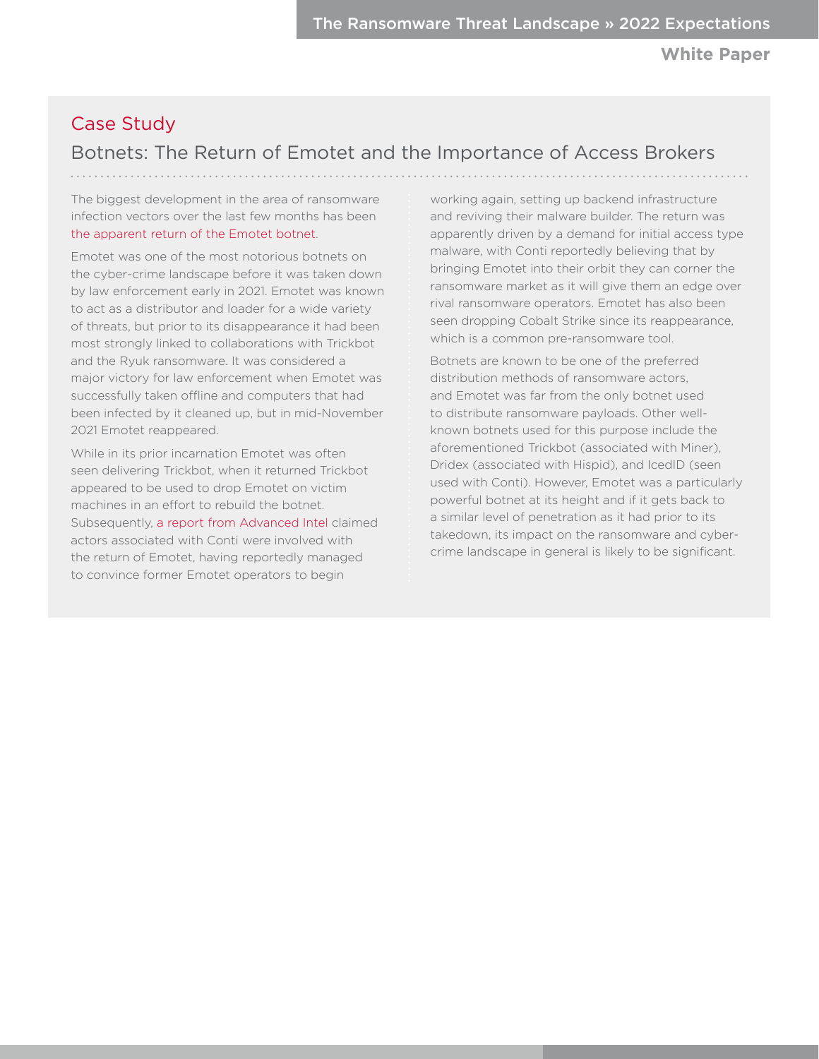## Case Study

### Botnets: The Return of Emotet and the Importance of Access Brokers

The biggest development in the area of ransomware infection vectors over the last few months has been the apparent return of the Emotet botnet.

Emotet was one of the most notorious botnets on the cyber-crime landscape before it was taken down by law enforcement early in 2021. Emotet was known to act as a distributor and loader for a wide variety of threats, but prior to its disappearance it had been most strongly linked to collaborations with Trickbot and the Ryuk ransomware. It was considered a major victory for law enforcement when Emotet was successfully taken offline and computers that had been infected by it cleaned up, but in mid-November 2021 Emotet reappeared.

While in its prior incarnation Emotet was often seen delivering Trickbot, when it returned Trickbot appeared to be used to drop Emotet on victim machines in an effort to rebuild the botnet. Subsequently, a report from Advanced Intel claimed actors associated with Conti were involved with the return of Emotet, having reportedly managed to convince former Emotet operators to begin working again, setting up backend infrastructure and reviving their malware builder. The return was apparently driven by a demand for initial access type malware, with Conti reportedly believing that by bringing Emotet into their orbit they can corner the ransomware market as it will give them an edge over rival ransomware operators. Emotet has also been seen dropping Cobalt Strike since its reappearance, which is a common pre-ransomware tool.

Botnets are known to be one of the preferred distribution methods of ransomware actors, and Emotet was far from the only botnet used to distribute ransomware payloads. Other well-known botnets used for this purpose include the aforementioned Trickbot (associated with Miner), Dridex (associated with Hispid), and IcedID (seen used with Conti). However, Emotet was a particularly powerful botnet at its height and if it gets back to a similar level of penetration as it had prior to its takedown, its impact on the ransomware and cyber-crime landscape in general is likely to be significant.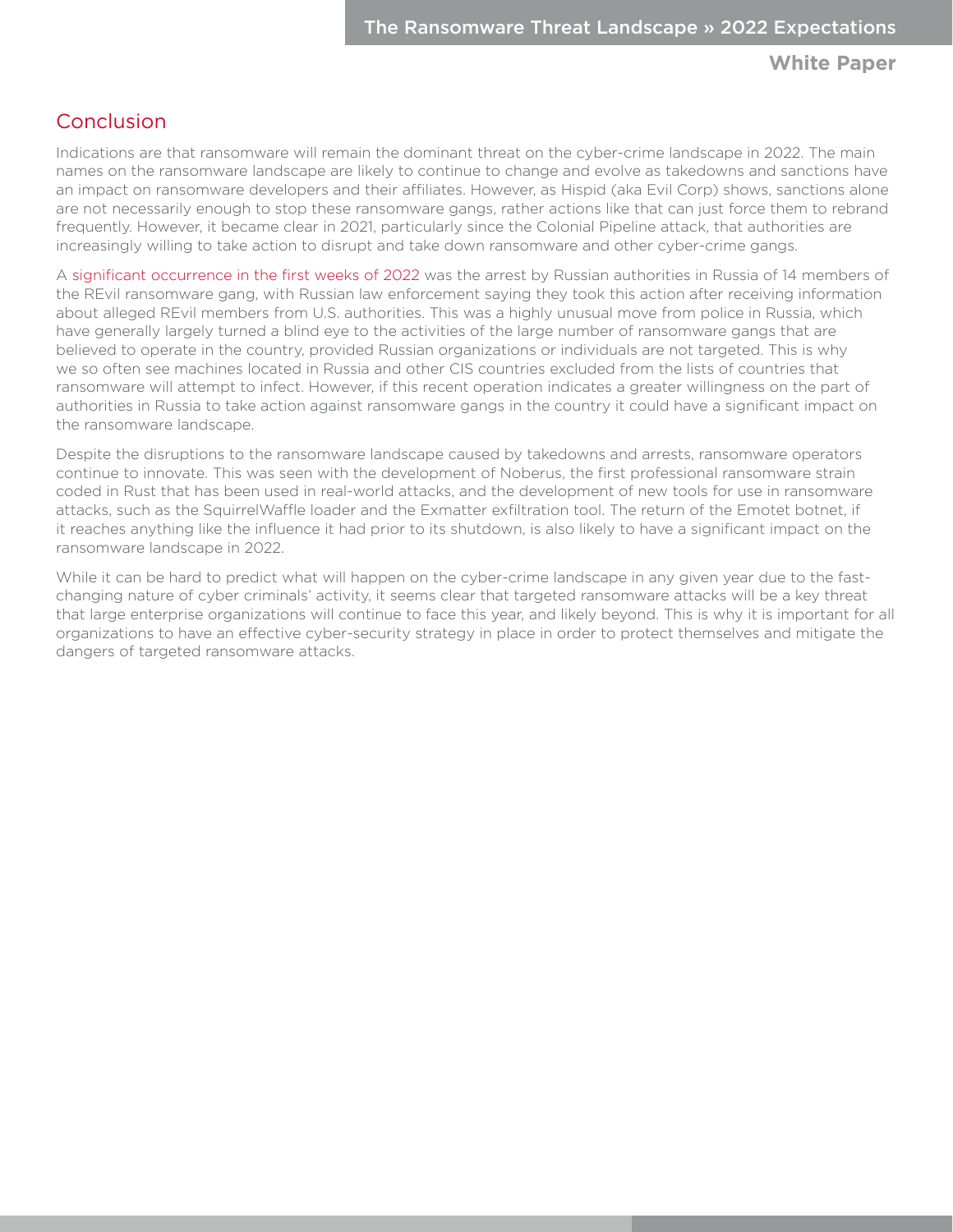## Conclusion

Indications are that ransomware will remain the dominant threat on the cyber-crime landscape in 2022. The main names on the ransomware landscape are likely to continue to change and evolve as takedowns and sanctions have an impact on ransomware developers and their affiliates. However, as Hispid (aka Evil Corp) shows, sanctions alone are not necessarily enough to stop these ransomware gangs, rather actions like that can just force them to rebrand frequently. However, it became clear in 2021, particularly since the Colonial Pipeline attack, that authorities are increasingly willing to take action to disrupt and take down ransomware and other cyber-crime gangs.

A significant occurrence in the first weeks of 2022 was the arrest by Russian authorities in Russia of 14 members of the REvil ransomware gang, with Russian law enforcement saying they took this action after receiving information about alleged REvil members from U.S. authorities. This was a highly unusual move from police in Russia, which have generally largely turned a blind eye to the activities of the large number of ransomware gangs that are believed to operate in the country, provided Russian organizations or individuals are not targeted. This is why we so often see machines located in Russia and other CIS countries excluded from the lists of countries that ransomware will attempt to infect. However, if this recent operation indicates a greater willingness on the part of authorities in Russia to take action against ransomware gangs in the country it could have a significant impact on the ransomware landscape.

Despite the disruptions to the ransomware landscape caused by takedowns and arrests, ransomware operators continue to innovate. This was seen with the development of Noberus, the first professional ransomware strain coded in Rust that has been used in real-world attacks, and the development of new tools for use in ransomware attacks, such as the SquirrelWaffle loader and the Exmatter exfiltration tool. The return of the Emotet botnet, if it reaches anything like the influence it had prior to its shutdown, is also likely to have a significant impact on the ransomware landscape in 2022.

While it can be hard to predict what will happen on the cyber-crime landscape in any given year due to the fast-changing nature of cyber criminals' activity, it seems clear that targeted ransomware attacks will be a key threat that large enterprise organizations will continue to face this year, and likely beyond. This is why it is important for all organizations to have an effective cyber-security strategy in place in order to protect themselves and mitigate the dangers of targeted ransomware attacks.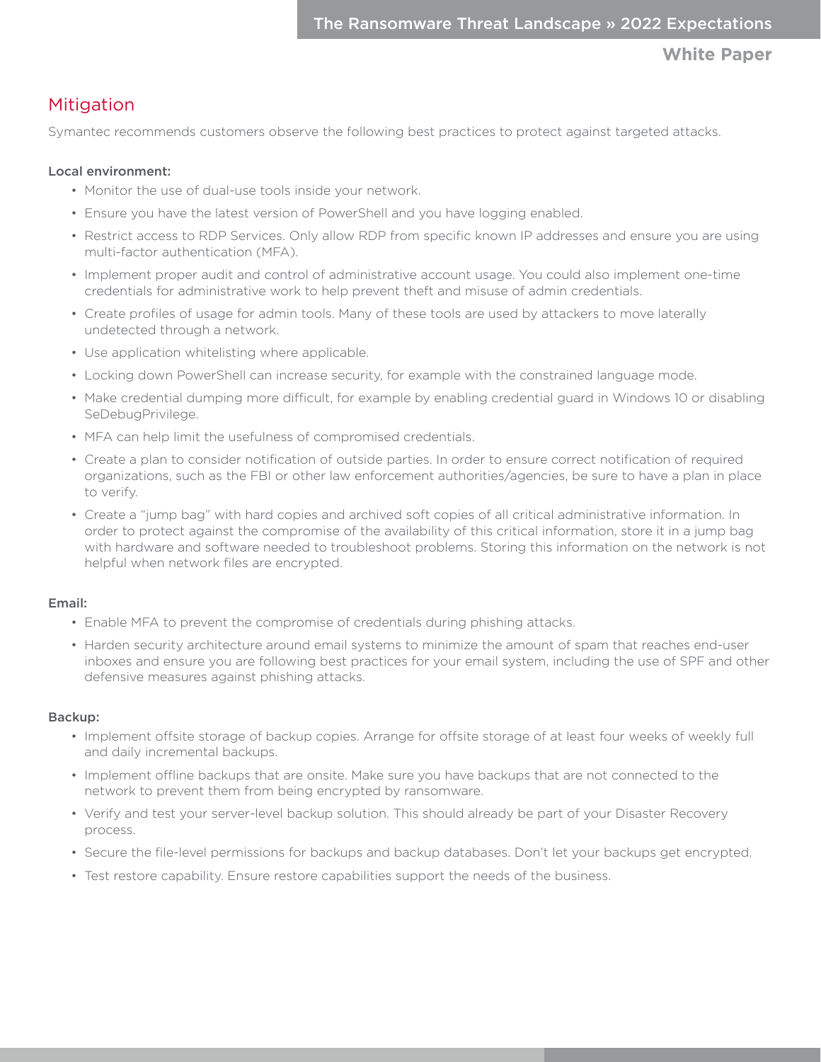## Mitigation

Symantec recommends customers observe the following best practices to protect against targeted attacks.

### Local environment:

- Monitor the use of dual-use tools inside your network.
- Ensure you have the latest version of PowerShell and you have logging enabled.
- Restrict access to RDP Services. Only allow RDP from specific known IP addresses and ensure you are using multi-factor authentication (MFA).
- Implement proper audit and control of administrative account usage. You could also implement one-time credentials for administrative work to help prevent theft and misuse of admin credentials.
- Create profiles of usage for admin tools. Many of these tools are used by attackers to move laterally undetected through a network.
- Use application whitelisting where applicable.
- Locking down PowerShell can increase security, for example with the constrained language mode.
- Make credential dumping more difficult, for example by enabling credential guard in Windows 10 or disabling SeDebugPrivilege.
- MFA can help limit the usefulness of compromised credentials.
- Create a plan to consider notification of outside parties. In order to ensure correct notification of required organizations, such as the FBI or other law enforcement authorities/agencies, be sure to have a plan in place to verify.
- Create a "jump bag" with hard copies and archived soft copies of all critical administrative information. In order to protect against the compromise of the availability of this critical information, store it in a jump bag with hardware and software needed to troubleshoot problems. Storing this information on the network is not helpful when network files are encrypted.

### Email:

- Enable MFA to prevent the compromise of credentials during phishing attacks.
- Harden security architecture around email systems to minimize the amount of spam that reaches end-user inboxes and ensure you are following best practices for your email system, including the use of SPF and other defensive measures against phishing attacks.

### Backup:

- Implement offsite storage of backup copies. Arrange for offsite storage of at least four weeks of weekly full and daily incremental backups.
- Implement offline backups that are onsite. Make sure you have backups that are not connected to the network to prevent them from being encrypted by ransomware.
- Verify and test your server-level backup solution. This should already be part of your Disaster Recovery process.
- Secure the file-level permissions for backups and backup databases. Don't let your backups get encrypted.
- Test restore capability. Ensure restore capabilities support the needs of the business.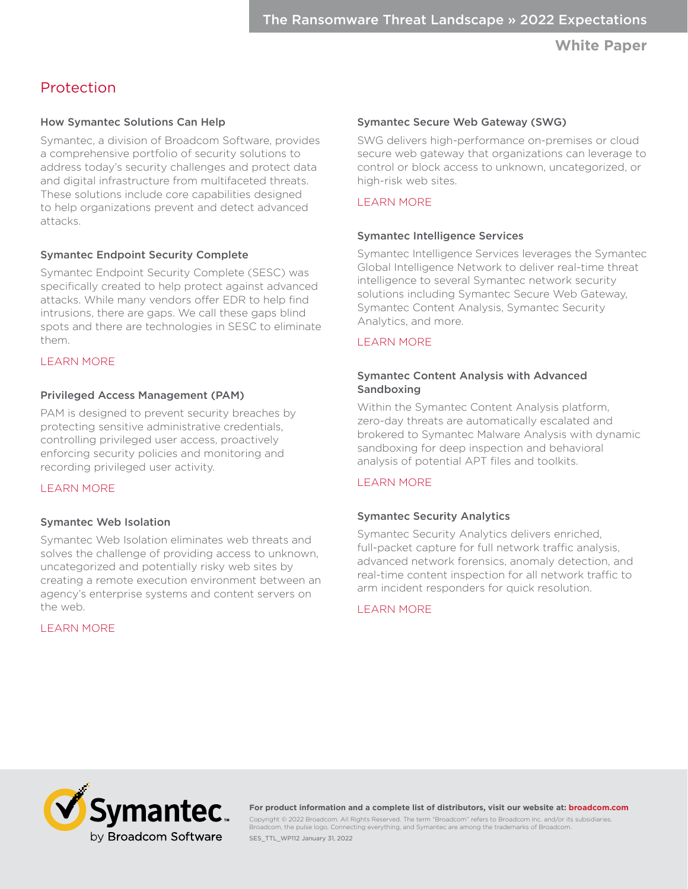## Protection

### How Symantec Solutions Can Help

Symantec, a division of Broadcom Software, provides a comprehensive portfolio of security solutions to address today's security challenges and protect data and digital infrastructure from multifaceted threats. These solutions include core capabilities designed to help organizations prevent and detect advanced attacks.

### Symantec Endpoint Security Complete

Symantec Endpoint Security Complete (SESC) was specifically created to help protect against advanced attacks. While many vendors offer EDR to help find intrusions, there are gaps. We call these gaps blind spots and there are technologies in SESC to eliminate them.

LEARN MORE

### Privileged Access Management (PAM)

PAM is designed to prevent security breaches by protecting sensitive administrative credentials, controlling privileged user access, proactively enforcing security policies and monitoring and recording privileged user activity.

LEARN MORE

### Symantec Web Isolation

Symantec Web Isolation eliminates web threats and solves the challenge of providing access to unknown, uncategorized and potentially risky web sites by creating a remote execution environment between an agency's enterprise systems and content servers on the web.

LEARN MORE

### Symantec Secure Web Gateway (SWG)

SWG delivers high-performance on-premises or cloud secure web gateway that organizations can leverage to control or block access to unknown, uncategorized, or high-risk web sites.

LEARN MORE

### Symantec Intelligence Services

Symantec Intelligence Services leverages the Symantec Global Intelligence Network to deliver real-time threat intelligence to several Symantec network security solutions including Symantec Secure Web Gateway, Symantec Content Analysis, Symantec Security Analytics, and more.

LEARN MORE

### Symantec Content Analysis with Advanced Sandboxing

Within the Symantec Content Analysis platform, zero-day threats are automatically escalated and brokered to Symantec Malware Analysis with dynamic sandboxing for deep inspection and behavioral analysis of potential APT files and toolkits.

LEARN MORE

### Symantec Security Analytics

Symantec Security Analytics delivers enriched, full-packet capture for full network traffic analysis, advanced network forensics, anomaly detection, and real-time content inspection for all network traffic to arm incident responders for quick resolution.

LEARN MORE

Symantec by Broadcom Software

**For product information and a complete list of distributors, visit our website at: broadcom.com**

Copyright © 2022 Broadcom. All Rights Reserved. The term "Broadcom" refers to Broadcom Inc. and/or its subsidiaries. Broadcom, the pulse logo, Connecting everything, and Symantec are among the trademarks of Broadcom.

SES_TTL_WP112 January 31, 2022